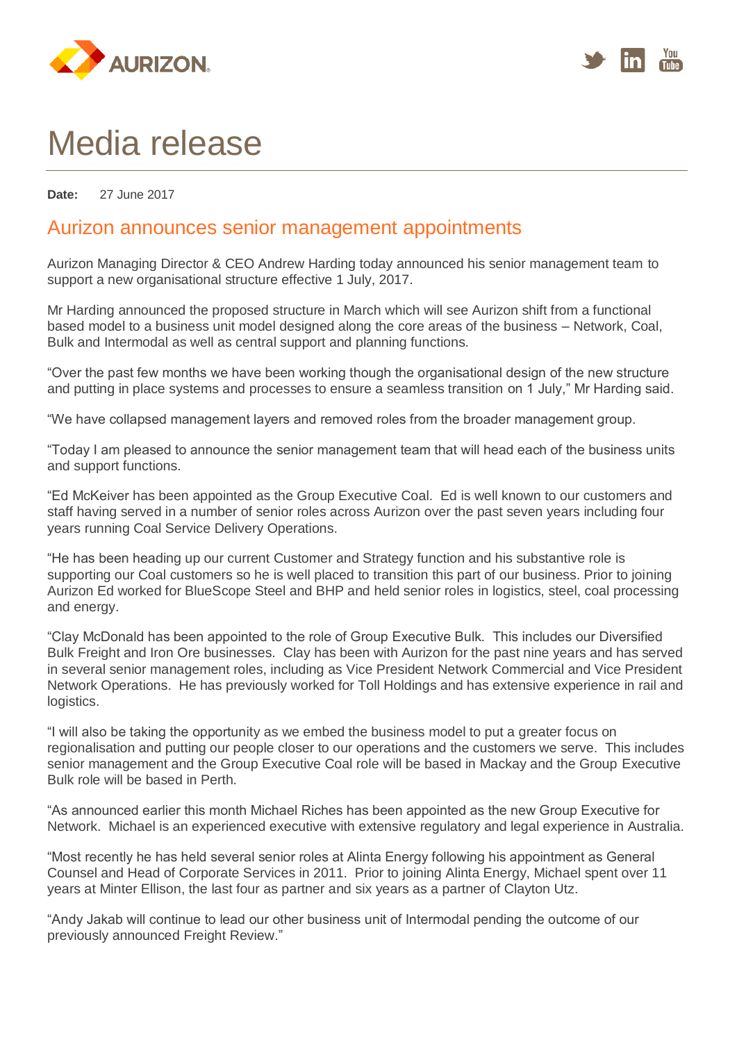# Media release

**Date:** 27 June 2017

## Aurizon announces senior management appointments

Aurizon Managing Director & CEO Andrew Harding today announced his senior management team to support a new organisational structure effective 1 July, 2017.

Mr Harding announced the proposed structure in March which will see Aurizon shift from a functional based model to a business unit model designed along the core areas of the business – Network, Coal, Bulk and Intermodal as well as central support and planning functions.

"Over the past few months we have been working though the organisational design of the new structure and putting in place systems and processes to ensure a seamless transition on 1 July," Mr Harding said.

"We have collapsed management layers and removed roles from the broader management group.

"Today I am pleased to announce the senior management team that will head each of the business units and support functions.

"Ed McKeiver has been appointed as the Group Executive Coal. Ed is well known to our customers and staff having served in a number of senior roles across Aurizon over the past seven years including four years running Coal Service Delivery Operations.

"He has been heading up our current Customer and Strategy function and his substantive role is supporting our Coal customers so he is well placed to transition this part of our business. Prior to joining Aurizon Ed worked for BlueScope Steel and BHP and held senior roles in logistics, steel, coal processing and energy.

"Clay McDonald has been appointed to the role of Group Executive Bulk. This includes our Diversified Bulk Freight and Iron Ore businesses. Clay has been with Aurizon for the past nine years and has served in several senior management roles, including as Vice President Network Commercial and Vice President Network Operations. He has previously worked for Toll Holdings and has extensive experience in rail and logistics.

"I will also be taking the opportunity as we embed the business model to put a greater focus on regionalisation and putting our people closer to our operations and the customers we serve. This includes senior management and the Group Executive Coal role will be based in Mackay and the Group Executive Bulk role will be based in Perth.

"As announced earlier this month Michael Riches has been appointed as the new Group Executive for Network. Michael is an experienced executive with extensive regulatory and legal experience in Australia.

"Most recently he has held several senior roles at Alinta Energy following his appointment as General Counsel and Head of Corporate Services in 2011. Prior to joining Alinta Energy, Michael spent over 11 years at Minter Ellison, the last four as partner and six years as a partner of Clayton Utz.

"Andy Jakab will continue to lead our other business unit of Intermodal pending the outcome of our previously announced Freight Review."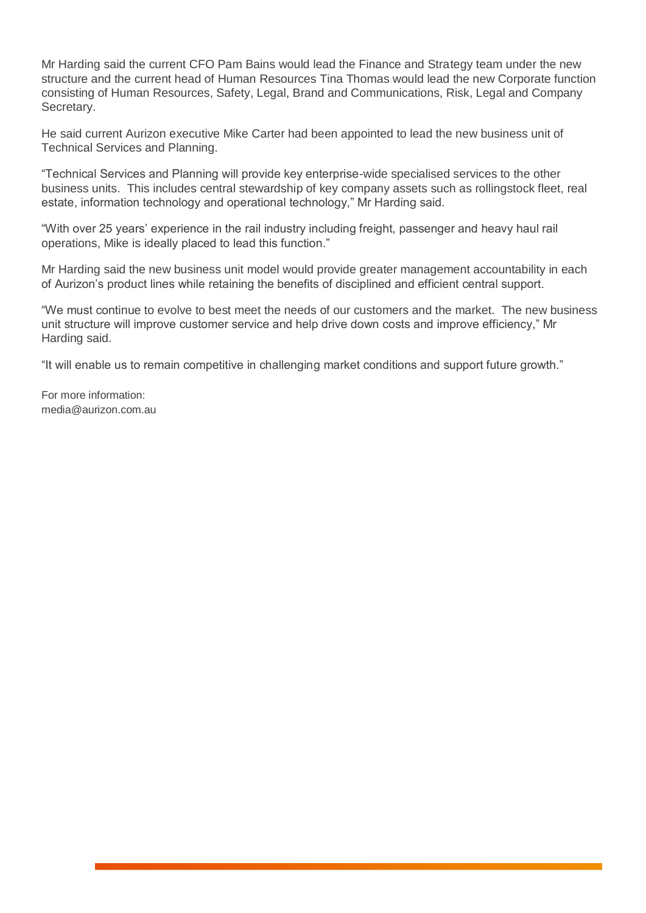Mr Harding said the current CFO Pam Bains would lead the Finance and Strategy team under the new structure and the current head of Human Resources Tina Thomas would lead the new Corporate function consisting of Human Resources, Safety, Legal, Brand and Communications, Risk, Legal and Company Secretary.

He said current Aurizon executive Mike Carter had been appointed to lead the new business unit of Technical Services and Planning.

"Technical Services and Planning will provide key enterprise-wide specialised services to the other business units. This includes central stewardship of key company assets such as rollingstock fleet, real estate, information technology and operational technology," Mr Harding said.

"With over 25 years' experience in the rail industry including freight, passenger and heavy haul rail operations, Mike is ideally placed to lead this function."

Mr Harding said the new business unit model would provide greater management accountability in each of Aurizon's product lines while retaining the benefits of disciplined and efficient central support.

"We must continue to evolve to best meet the needs of our customers and the market. The new business unit structure will improve customer service and help drive down costs and improve efficiency," Mr Harding said.

"It will enable us to remain competitive in challenging market conditions and support future growth."

For more information:
media@aurizon.com.au